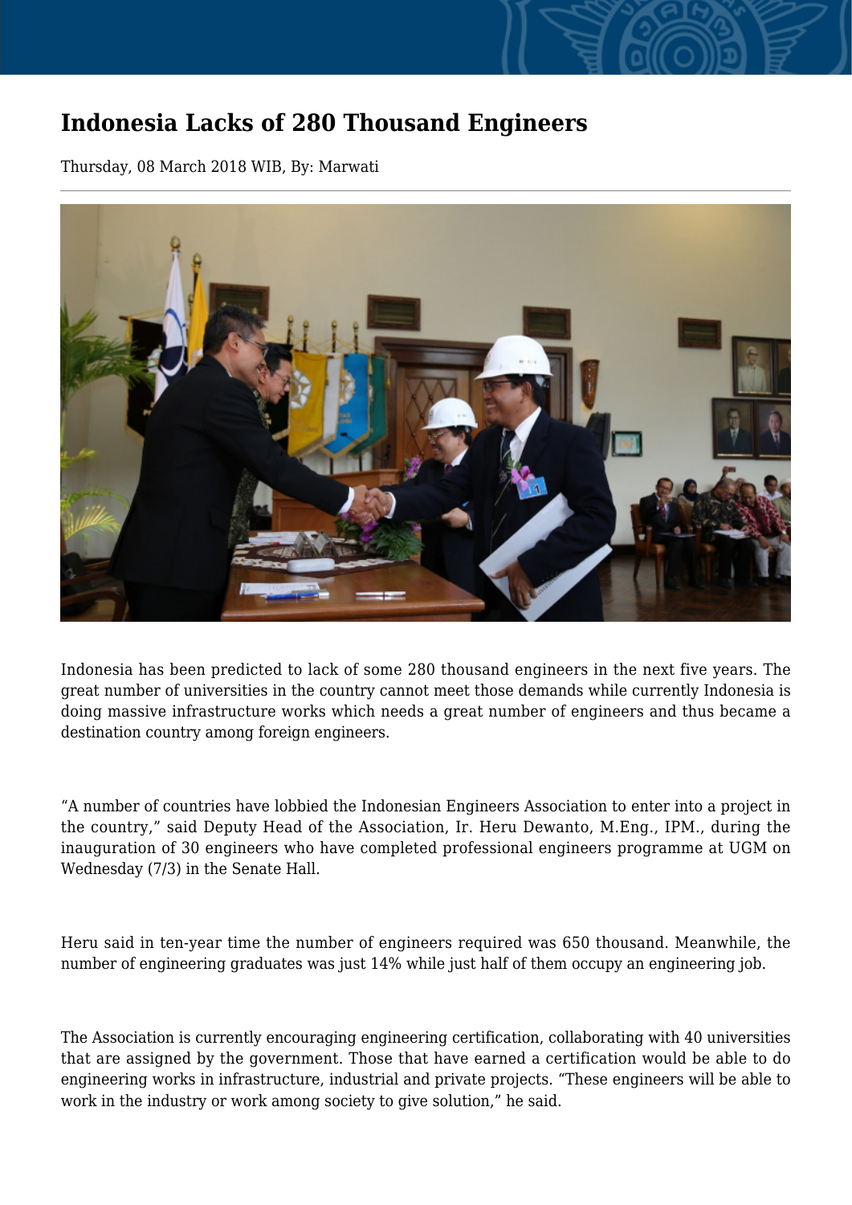# Indonesia Lacks of 280 Thousand Engineers

Thursday, 08 March 2018 WIB, By: Marwati

Indonesia has been predicted to lack of some 280 thousand engineers in the next five years. The great number of universities in the country cannot meet those demands while currently Indonesia is doing massive infrastructure works which needs a great number of engineers and thus became a destination country among foreign engineers.

“A number of countries have lobbied the Indonesian Engineers Association to enter into a project in the country,” said Deputy Head of the Association, Ir. Heru Dewanto, M.Eng., IPM., during the inauguration of 30 engineers who have completed professional engineers programme at UGM on Wednesday (7/3) in the Senate Hall.

Heru said in ten-year time the number of engineers required was 650 thousand. Meanwhile, the number of engineering graduates was just 14% while just half of them occupy an engineering job.

The Association is currently encouraging engineering certification, collaborating with 40 universities that are assigned by the government. Those that have earned a certification would be able to do engineering works in infrastructure, industrial and private projects. “These engineers will be able to work in the industry or work among society to give solution,” he said.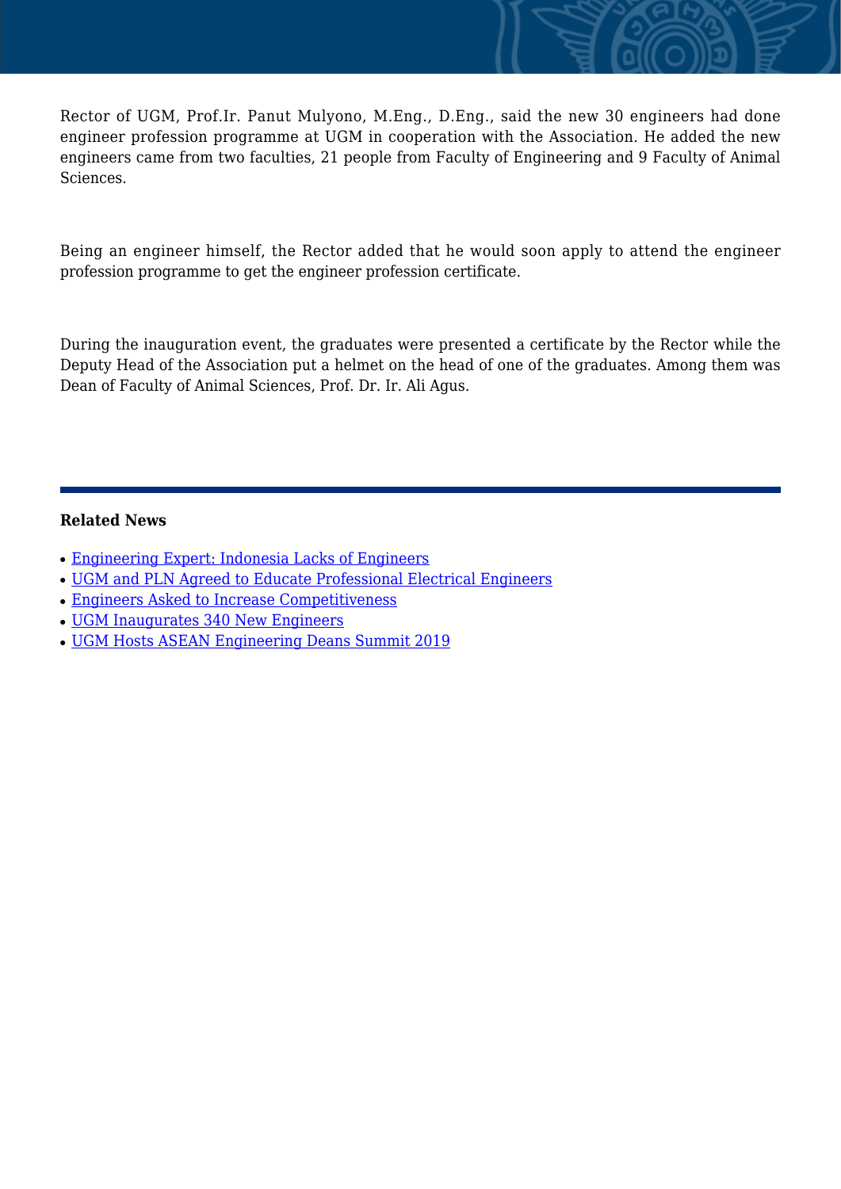Rector of UGM, Prof.Ir. Panut Mulyono, M.Eng., D.Eng., said the new 30 engineers had done engineer profession programme at UGM in cooperation with the Association. He added the new engineers came from two faculties, 21 people from Faculty of Engineering and 9 Faculty of Animal Sciences.

Being an engineer himself, the Rector added that he would soon apply to attend the engineer profession programme to get the engineer profession certificate.

During the inauguration event, the graduates were presented a certificate by the Rector while the Deputy Head of the Association put a helmet on the head of one of the graduates. Among them was Dean of Faculty of Animal Sciences, Prof. Dr. Ir. Ali Agus.

---

**Related News**

- Engineering Expert: Indonesia Lacks of Engineers
- UGM and PLN Agreed to Educate Professional Electrical Engineers
- Engineers Asked to Increase Competitiveness
- UGM Inaugurates 340 New Engineers
- UGM Hosts ASEAN Engineering Deans Summit 2019